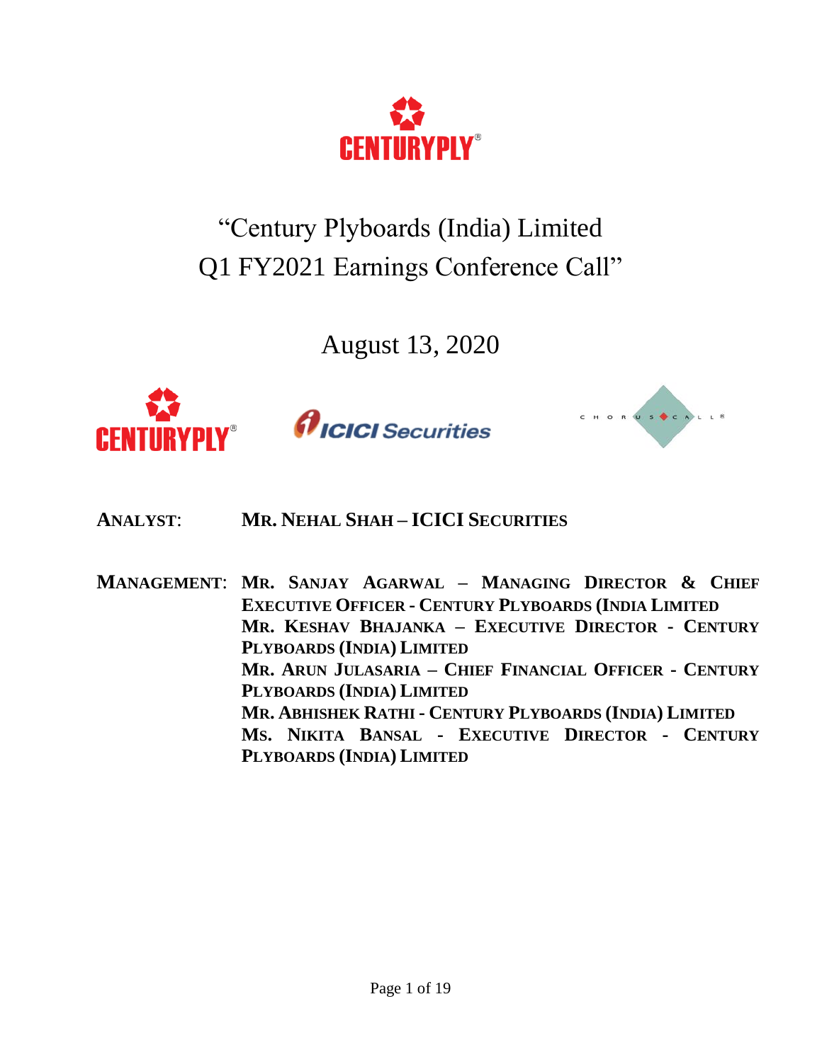# "Century Plyboards (India) Limited Q1 FY2021 Earnings Conference Call"

August 13, 2020

**ANALYST:** **MR. NEHAL SHAH – ICICI SECURITIES**

**MANAGEMENT:** **MR. SANJAY AGARWAL – MANAGING DIRECTOR & CHIEF EXECUTIVE OFFICER - CENTURY PLYBOARDS (INDIA LIMITED**
**MR. KESHAV BHAJANKA – EXECUTIVE DIRECTOR - CENTURY PLYBOARDS (INDIA) LIMITED**
**MR. ARUN JULASARIA – CHIEF FINANCIAL OFFICER - CENTURY PLYBOARDS (INDIA) LIMITED**
**MR. ABHISHEK RATHI - CENTURY PLYBOARDS (INDIA) LIMITED**
**MS. NIKITA BANSAL - EXECUTIVE DIRECTOR - CENTURY PLYBOARDS (INDIA) LIMITED**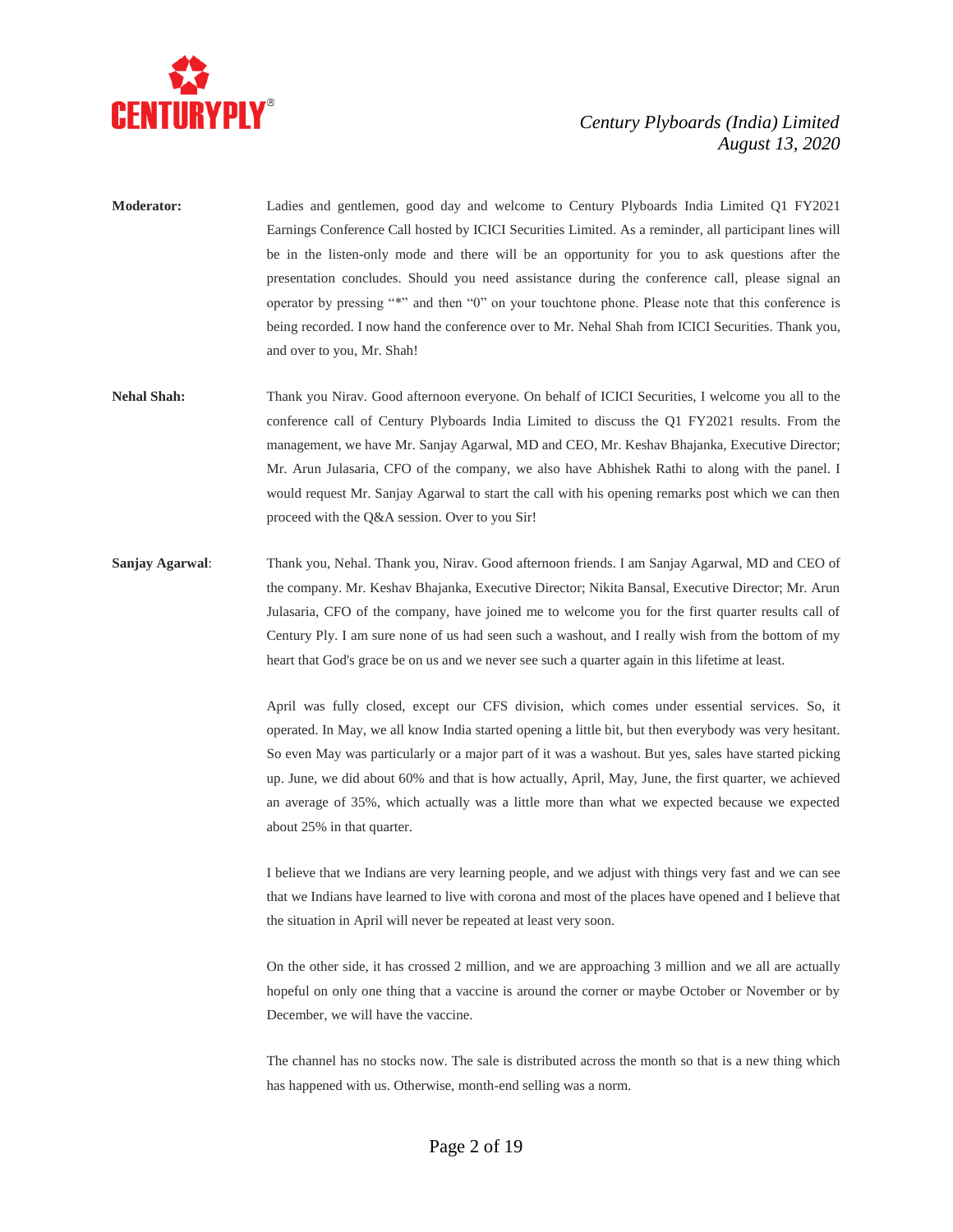**Moderator:** Ladies and gentlemen, good day and welcome to Century Plyboards India Limited Q1 FY2021 Earnings Conference Call hosted by ICICI Securities Limited. As a reminder, all participant lines will be in the listen-only mode and there will be an opportunity for you to ask questions after the presentation concludes. Should you need assistance during the conference call, please signal an operator by pressing "*" and then "0" on your touchtone phone. Please note that this conference is being recorded. I now hand the conference over to Mr. Nehal Shah from ICICI Securities. Thank you, and over to you, Mr. Shah!

**Nehal Shah:** Thank you Nirav. Good afternoon everyone. On behalf of ICICI Securities, I welcome you all to the conference call of Century Plyboards India Limited to discuss the Q1 FY2021 results. From the management, we have Mr. Sanjay Agarwal, MD and CEO, Mr. Keshav Bhajanka, Executive Director; Mr. Arun Julasaria, CFO of the company, we also have Abhishek Rathi to along with the panel. I would request Mr. Sanjay Agarwal to start the call with his opening remarks post which we can then proceed with the Q&A session. Over to you Sir!

**Sanjay Agarwal:** Thank you, Nehal. Thank you, Nirav. Good afternoon friends. I am Sanjay Agarwal, MD and CEO of the company. Mr. Keshav Bhajanka, Executive Director; Nikita Bansal, Executive Director; Mr. Arun Julasaria, CFO of the company, have joined me to welcome you for the first quarter results call of Century Ply. I am sure none of us had seen such a washout, and I really wish from the bottom of my heart that God's grace be on us and we never see such a quarter again in this lifetime at least.

April was fully closed, except our CFS division, which comes under essential services. So, it operated. In May, we all know India started opening a little bit, but then everybody was very hesitant. So even May was particularly or a major part of it was a washout. But yes, sales have started picking up. June, we did about 60% and that is how actually, April, May, June, the first quarter, we achieved an average of 35%, which actually was a little more than what we expected because we expected about 25% in that quarter.

I believe that we Indians are very learning people, and we adjust with things very fast and we can see that we Indians have learned to live with corona and most of the places have opened and I believe that the situation in April will never be repeated at least very soon.

On the other side, it has crossed 2 million, and we are approaching 3 million and we all are actually hopeful on only one thing that a vaccine is around the corner or maybe October or November or by December, we will have the vaccine.

The channel has no stocks now. The sale is distributed across the month so that is a new thing which has happened with us. Otherwise, month-end selling was a norm.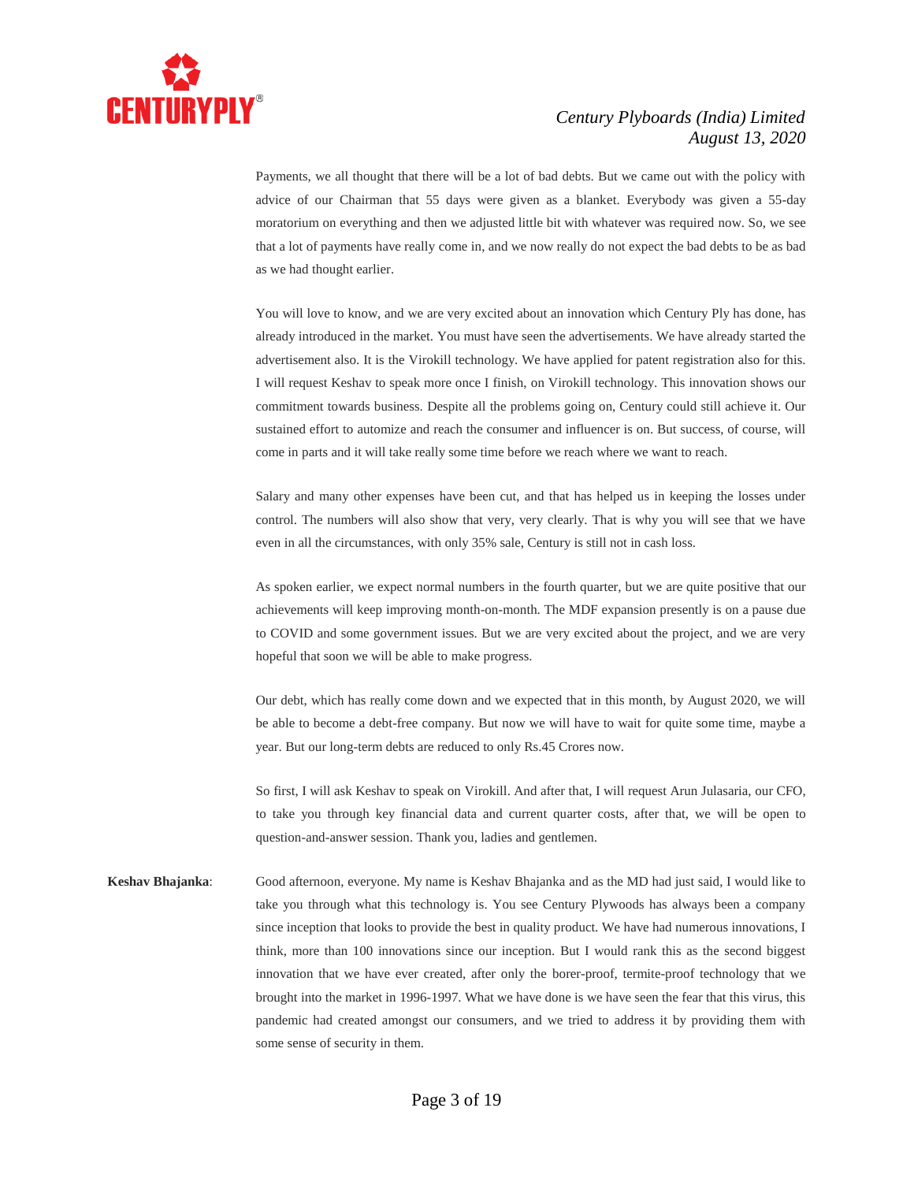Payments, we all thought that there will be a lot of bad debts. But we came out with the policy with advice of our Chairman that 55 days were given as a blanket. Everybody was given a 55-day moratorium on everything and then we adjusted little bit with whatever was required now. So, we see that a lot of payments have really come in, and we now really do not expect the bad debts to be as bad as we had thought earlier.

You will love to know, and we are very excited about an innovation which Century Ply has done, has already introduced in the market. You must have seen the advertisements. We have already started the advertisement also. It is the Virokill technology. We have applied for patent registration also for this. I will request Keshav to speak more once I finish, on Virokill technology. This innovation shows our commitment towards business. Despite all the problems going on, Century could still achieve it. Our sustained effort to automize and reach the consumer and influencer is on. But success, of course, will come in parts and it will take really some time before we reach where we want to reach.

Salary and many other expenses have been cut, and that has helped us in keeping the losses under control. The numbers will also show that very, very clearly. That is why you will see that we have even in all the circumstances, with only 35% sale, Century is still not in cash loss.

As spoken earlier, we expect normal numbers in the fourth quarter, but we are quite positive that our achievements will keep improving month-on-month. The MDF expansion presently is on a pause due to COVID and some government issues. But we are very excited about the project, and we are very hopeful that soon we will be able to make progress.

Our debt, which has really come down and we expected that in this month, by August 2020, we will be able to become a debt-free company. But now we will have to wait for quite some time, maybe a year. But our long-term debts are reduced to only Rs.45 Crores now.

So first, I will ask Keshav to speak on Virokill. And after that, I will request Arun Julasaria, our CFO, to take you through key financial data and current quarter costs, after that, we will be open to question-and-answer session. Thank you, ladies and gentlemen.

**Keshav Bhajanka**: Good afternoon, everyone. My name is Keshav Bhajanka and as the MD had just said, I would like to take you through what this technology is. You see Century Plywoods has always been a company since inception that looks to provide the best in quality product. We have had numerous innovations, I think, more than 100 innovations since our inception. But I would rank this as the second biggest innovation that we have ever created, after only the borer-proof, termite-proof technology that we brought into the market in 1996-1997. What we have done is we have seen the fear that this virus, this pandemic had created amongst our consumers, and we tried to address it by providing them with some sense of security in them.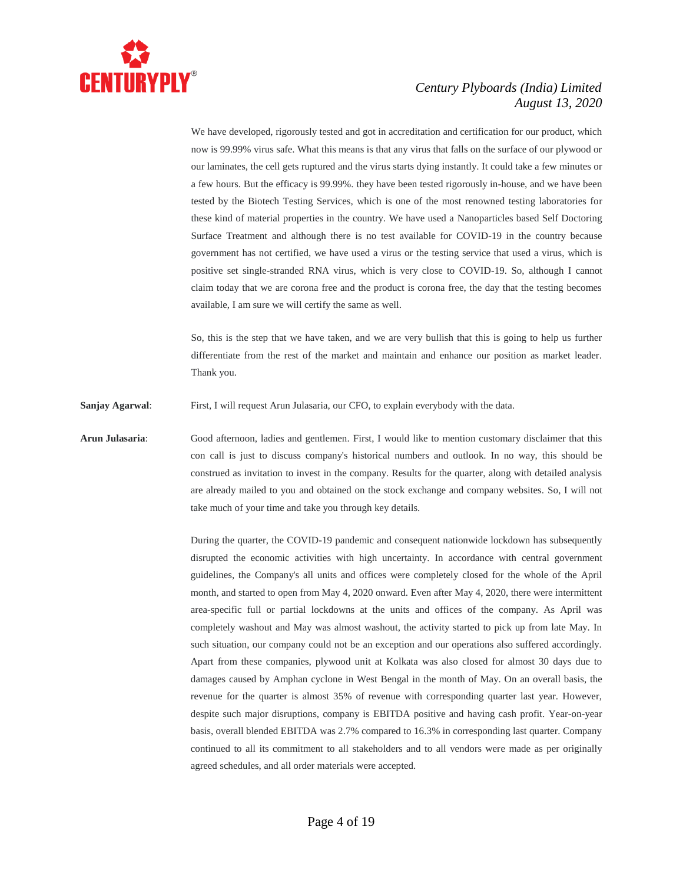We have developed, rigorously tested and got in accreditation and certification for our product, which now is 99.99% virus safe. What this means is that any virus that falls on the surface of our plywood or our laminates, the cell gets ruptured and the virus starts dying instantly. It could take a few minutes or a few hours. But the efficacy is 99.99%. they have been tested rigorously in-house, and we have been tested by the Biotech Testing Services, which is one of the most renowned testing laboratories for these kind of material properties in the country. We have used a Nanoparticles based Self Doctoring Surface Treatment and although there is no test available for COVID-19 in the country because government has not certified, we have used a virus or the testing service that used a virus, which is positive set single-stranded RNA virus, which is very close to COVID-19. So, although I cannot claim today that we are corona free and the product is corona free, the day that the testing becomes available, I am sure we will certify the same as well.

So, this is the step that we have taken, and we are very bullish that this is going to help us further differentiate from the rest of the market and maintain and enhance our position as market leader. Thank you.

**Sanjay Agarwal**: First, I will request Arun Julasaria, our CFO, to explain everybody with the data.

**Arun Julasaria**: Good afternoon, ladies and gentlemen. First, I would like to mention customary disclaimer that this con call is just to discuss company's historical numbers and outlook. In no way, this should be construed as invitation to invest in the company. Results for the quarter, along with detailed analysis are already mailed to you and obtained on the stock exchange and company websites. So, I will not take much of your time and take you through key details.

During the quarter, the COVID-19 pandemic and consequent nationwide lockdown has subsequently disrupted the economic activities with high uncertainty. In accordance with central government guidelines, the Company's all units and offices were completely closed for the whole of the April month, and started to open from May 4, 2020 onward. Even after May 4, 2020, there were intermittent area-specific full or partial lockdowns at the units and offices of the company. As April was completely washout and May was almost washout, the activity started to pick up from late May. In such situation, our company could not be an exception and our operations also suffered accordingly. Apart from these companies, plywood unit at Kolkata was also closed for almost 30 days due to damages caused by Amphan cyclone in West Bengal in the month of May. On an overall basis, the revenue for the quarter is almost 35% of revenue with corresponding quarter last year. However, despite such major disruptions, company is EBITDA positive and having cash profit. Year-on-year basis, overall blended EBITDA was 2.7% compared to 16.3% in corresponding last quarter. Company continued to all its commitment to all stakeholders and to all vendors were made as per originally agreed schedules, and all order materials were accepted.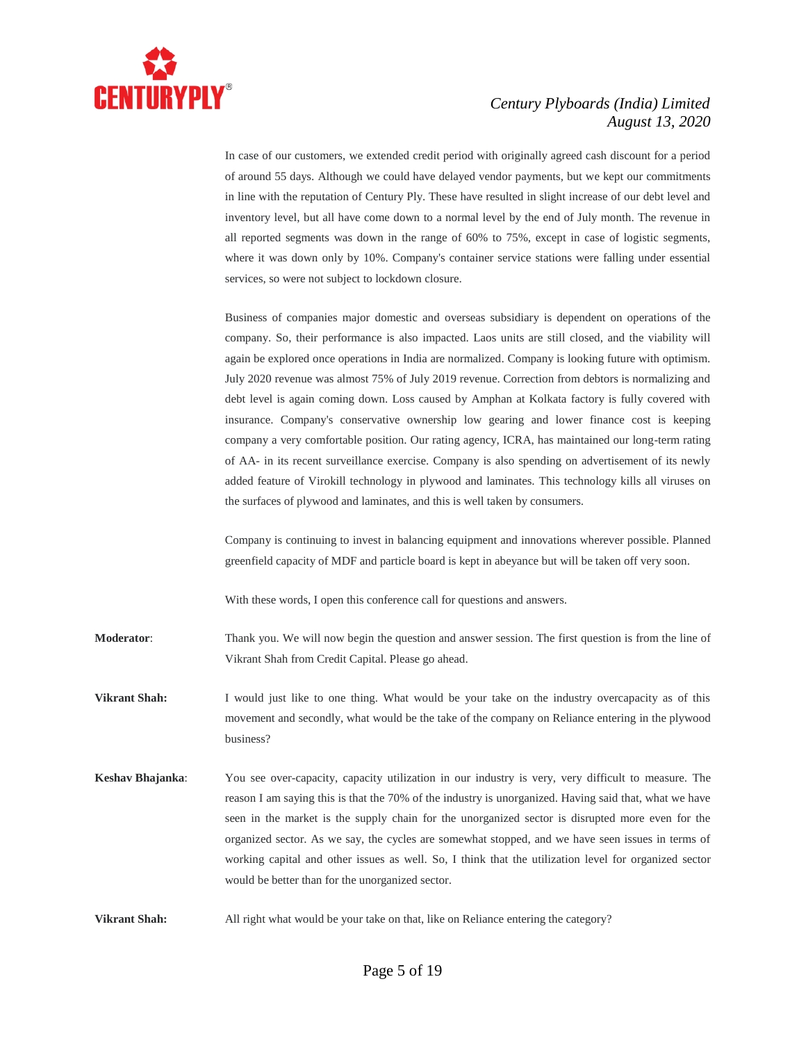In case of our customers, we extended credit period with originally agreed cash discount for a period of around 55 days. Although we could have delayed vendor payments, but we kept our commitments in line with the reputation of Century Ply. These have resulted in slight increase of our debt level and inventory level, but all have come down to a normal level by the end of July month. The revenue in all reported segments was down in the range of 60% to 75%, except in case of logistic segments, where it was down only by 10%. Company's container service stations were falling under essential services, so were not subject to lockdown closure.

Business of companies major domestic and overseas subsidiary is dependent on operations of the company. So, their performance is also impacted. Laos units are still closed, and the viability will again be explored once operations in India are normalized. Company is looking future with optimism. July 2020 revenue was almost 75% of July 2019 revenue. Correction from debtors is normalizing and debt level is again coming down. Loss caused by Amphan at Kolkata factory is fully covered with insurance. Company's conservative ownership low gearing and lower finance cost is keeping company a very comfortable position. Our rating agency, ICRA, has maintained our long-term rating of AA- in its recent surveillance exercise. Company is also spending on advertisement of its newly added feature of Virokill technology in plywood and laminates. This technology kills all viruses on the surfaces of plywood and laminates, and this is well taken by consumers.

Company is continuing to invest in balancing equipment and innovations wherever possible. Planned greenfield capacity of MDF and particle board is kept in abeyance but will be taken off very soon.

With these words, I open this conference call for questions and answers.

**Moderator**: Thank you. We will now begin the question and answer session. The first question is from the line of Vikrant Shah from Credit Capital. Please go ahead.

**Vikrant Shah:** I would just like to one thing. What would be your take on the industry overcapacity as of this movement and secondly, what would be the take of the company on Reliance entering in the plywood business?

**Keshav Bhajanka**: You see over-capacity, capacity utilization in our industry is very, very difficult to measure. The reason I am saying this is that the 70% of the industry is unorganized. Having said that, what we have seen in the market is the supply chain for the unorganized sector is disrupted more even for the organized sector. As we say, the cycles are somewhat stopped, and we have seen issues in terms of working capital and other issues as well. So, I think that the utilization level for organized sector would be better than for the unorganized sector.

**Vikrant Shah:** All right what would be your take on that, like on Reliance entering the category?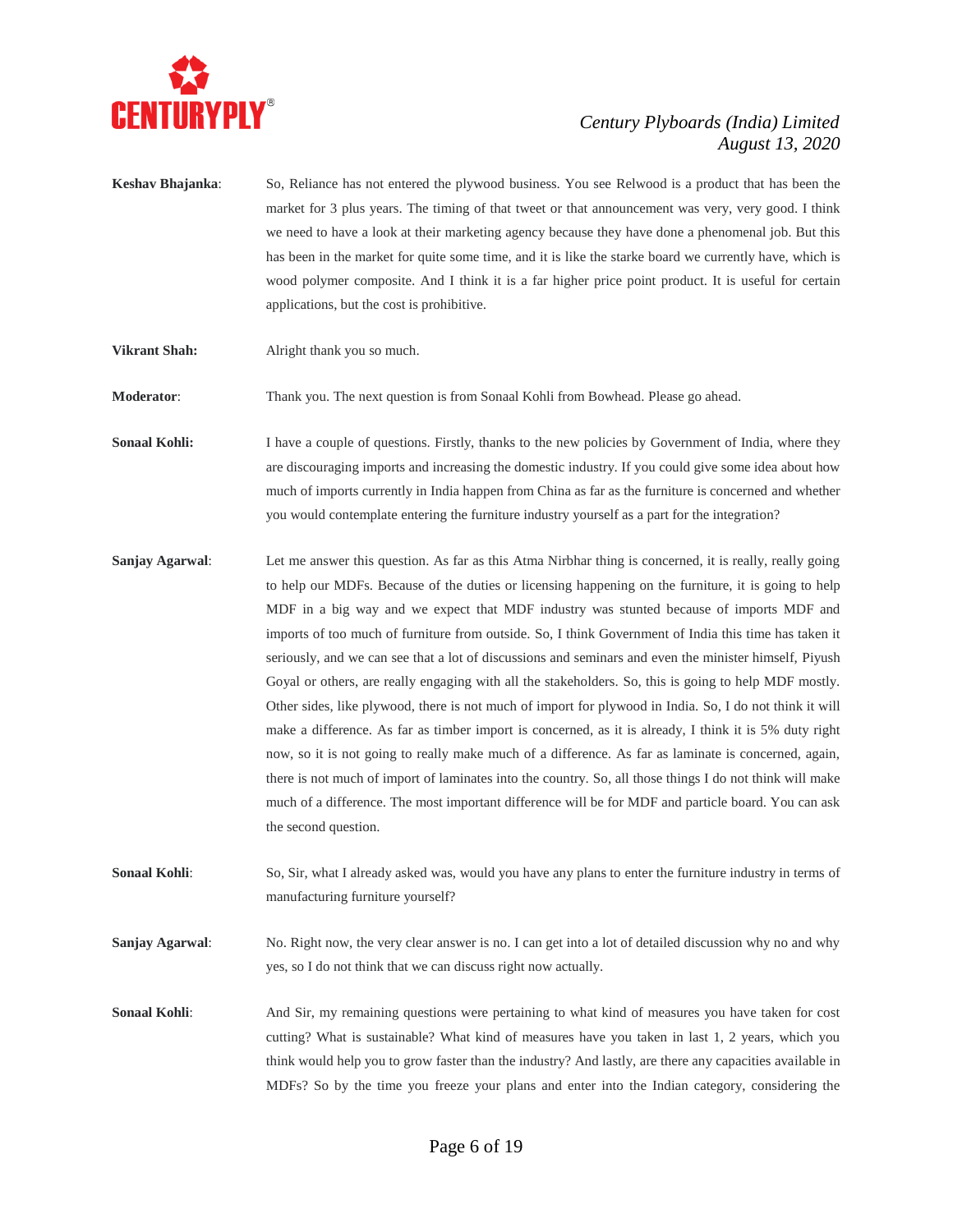**Keshav Bhajanka**: So, Reliance has not entered the plywood business. You see Relwood is a product that has been the market for 3 plus years. The timing of that tweet or that announcement was very, very good. I think we need to have a look at their marketing agency because they have done a phenomenal job. But this has been in the market for quite some time, and it is like the starke board we currently have, which is wood polymer composite. And I think it is a far higher price point product. It is useful for certain applications, but the cost is prohibitive.

**Vikrant Shah:** Alright thank you so much.

**Moderator**: Thank you. The next question is from Sonaal Kohli from Bowhead. Please go ahead.

**Sonaal Kohli:** I have a couple of questions. Firstly, thanks to the new policies by Government of India, where they are discouraging imports and increasing the domestic industry. If you could give some idea about how much of imports currently in India happen from China as far as the furniture is concerned and whether you would contemplate entering the furniture industry yourself as a part for the integration?

**Sanjay Agarwal**: Let me answer this question. As far as this Atma Nirbhar thing is concerned, it is really, really going to help our MDFs. Because of the duties or licensing happening on the furniture, it is going to help MDF in a big way and we expect that MDF industry was stunted because of imports MDF and imports of too much of furniture from outside. So, I think Government of India this time has taken it seriously, and we can see that a lot of discussions and seminars and even the minister himself, Piyush Goyal or others, are really engaging with all the stakeholders. So, this is going to help MDF mostly. Other sides, like plywood, there is not much of import for plywood in India. So, I do not think it will make a difference. As far as timber import is concerned, as it is already, I think it is 5% duty right now, so it is not going to really make much of a difference. As far as laminate is concerned, again, there is not much of import of laminates into the country. So, all those things I do not think will make much of a difference. The most important difference will be for MDF and particle board. You can ask the second question.

**Sonaal Kohli**: So, Sir, what I already asked was, would you have any plans to enter the furniture industry in terms of manufacturing furniture yourself?

**Sanjay Agarwal**: No. Right now, the very clear answer is no. I can get into a lot of detailed discussion why no and why yes, so I do not think that we can discuss right now actually.

**Sonaal Kohli**: And Sir, my remaining questions were pertaining to what kind of measures you have taken for cost cutting? What is sustainable? What kind of measures have you taken in last 1, 2 years, which you think would help you to grow faster than the industry? And lastly, are there any capacities available in MDFs? So by the time you freeze your plans and enter into the Indian category, considering the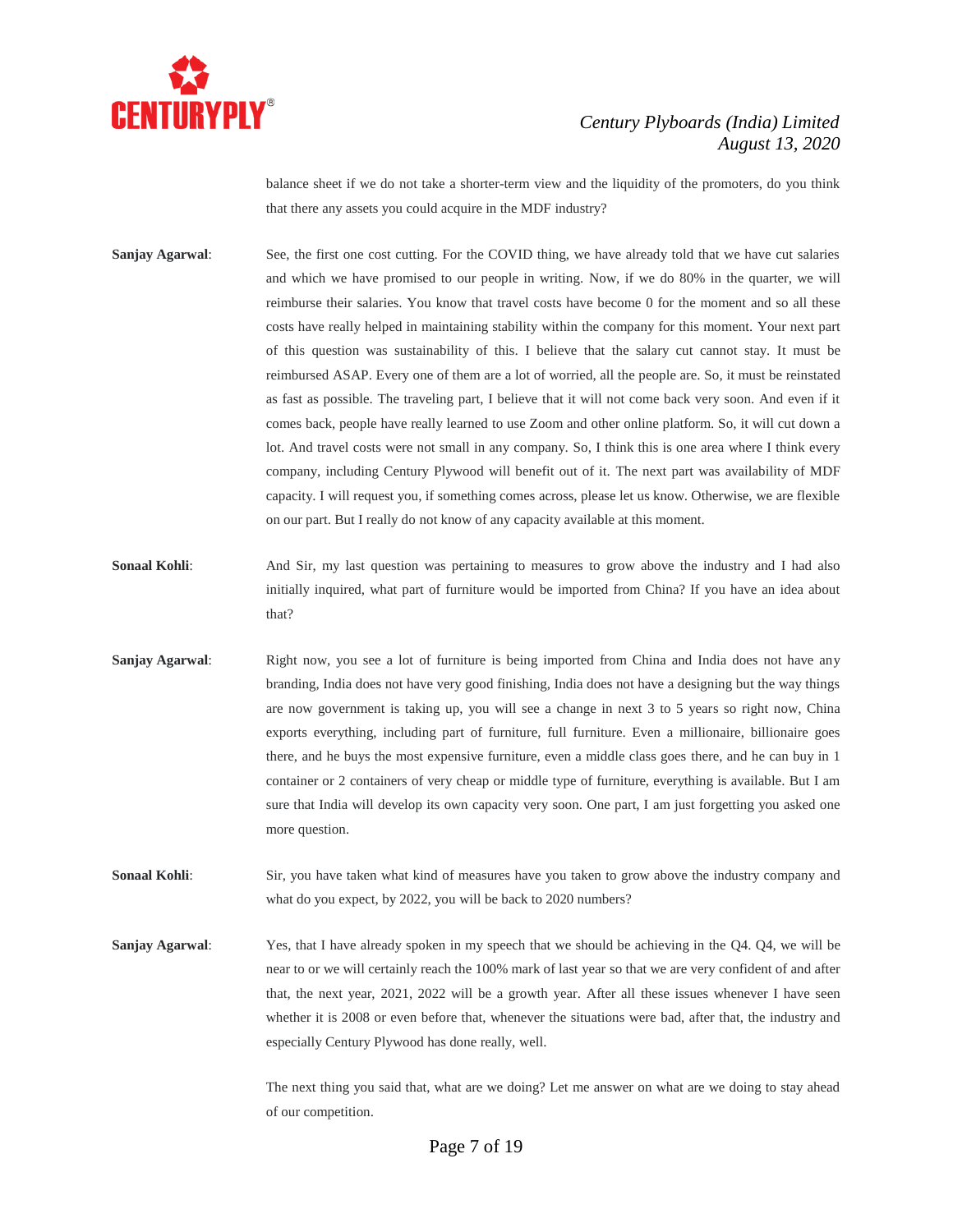balance sheet if we do not take a shorter-term view and the liquidity of the promoters, do you think that there any assets you could acquire in the MDF industry?

**Sanjay Agarwal**: See, the first one cost cutting. For the COVID thing, we have already told that we have cut salaries and which we have promised to our people in writing. Now, if we do 80% in the quarter, we will reimburse their salaries. You know that travel costs have become 0 for the moment and so all these costs have really helped in maintaining stability within the company for this moment. Your next part of this question was sustainability of this. I believe that the salary cut cannot stay. It must be reimbursed ASAP. Every one of them are a lot of worried, all the people are. So, it must be reinstated as fast as possible. The traveling part, I believe that it will not come back very soon. And even if it comes back, people have really learned to use Zoom and other online platform. So, it will cut down a lot. And travel costs were not small in any company. So, I think this is one area where I think every company, including Century Plywood will benefit out of it. The next part was availability of MDF capacity. I will request you, if something comes across, please let us know. Otherwise, we are flexible on our part. But I really do not know of any capacity available at this moment.

**Sonaal Kohli**: And Sir, my last question was pertaining to measures to grow above the industry and I had also initially inquired, what part of furniture would be imported from China? If you have an idea about that?

**Sanjay Agarwal**: Right now, you see a lot of furniture is being imported from China and India does not have any branding, India does not have very good finishing, India does not have a designing but the way things are now government is taking up, you will see a change in next 3 to 5 years so right now, China exports everything, including part of furniture, full furniture. Even a millionaire, billionaire goes there, and he buys the most expensive furniture, even a middle class goes there, and he can buy in 1 container or 2 containers of very cheap or middle type of furniture, everything is available. But I am sure that India will develop its own capacity very soon. One part, I am just forgetting you asked one more question.

**Sonaal Kohli**: Sir, you have taken what kind of measures have you taken to grow above the industry company and what do you expect, by 2022, you will be back to 2020 numbers?

**Sanjay Agarwal**: Yes, that I have already spoken in my speech that we should be achieving in the Q4. Q4, we will be near to or we will certainly reach the 100% mark of last year so that we are very confident of and after that, the next year, 2021, 2022 will be a growth year. After all these issues whenever I have seen whether it is 2008 or even before that, whenever the situations were bad, after that, the industry and especially Century Plywood has done really, well.

The next thing you said that, what are we doing? Let me answer on what are we doing to stay ahead of our competition.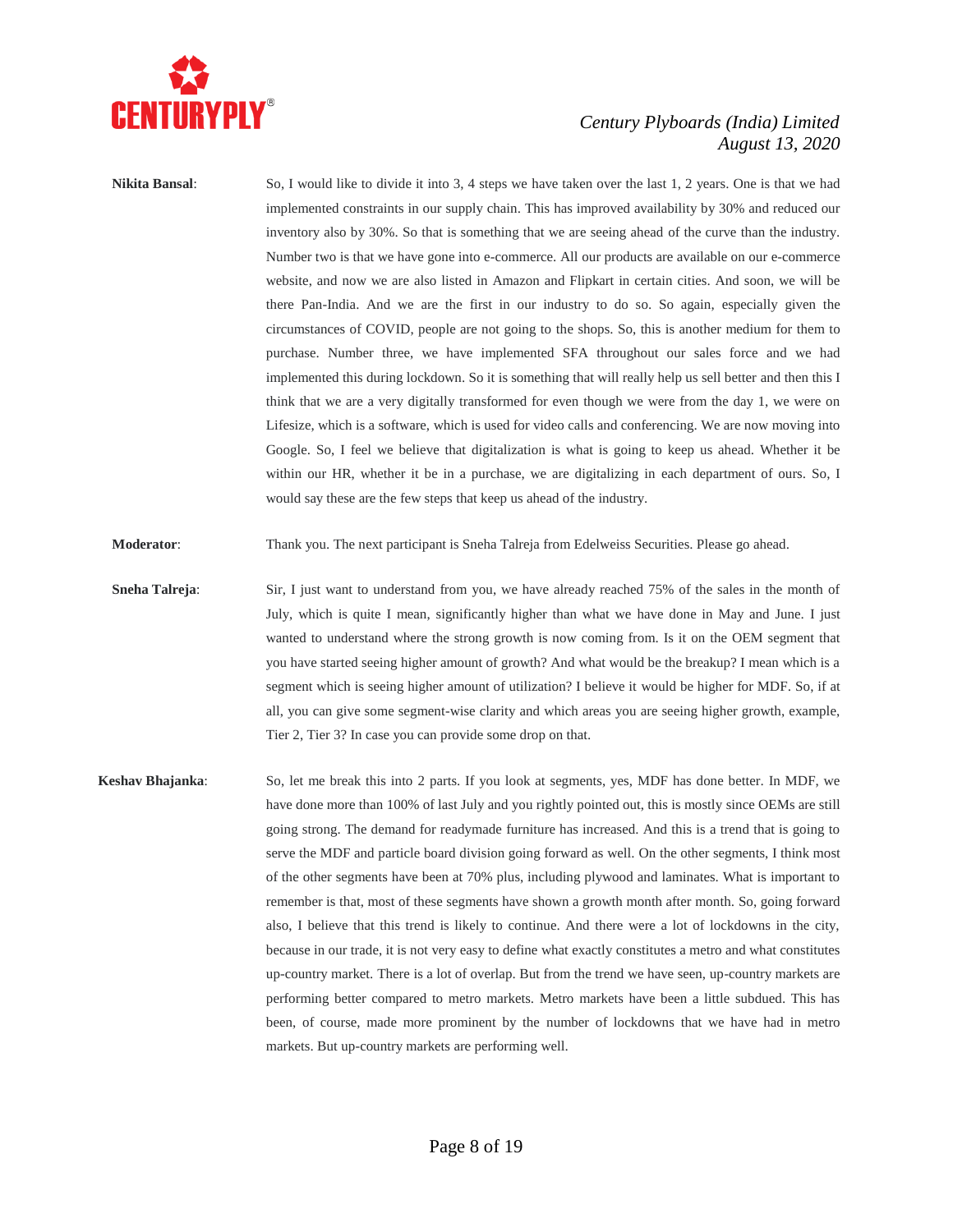**Nikita Bansal**: So, I would like to divide it into 3, 4 steps we have taken over the last 1, 2 years. One is that we had implemented constraints in our supply chain. This has improved availability by 30% and reduced our inventory also by 30%. So that is something that we are seeing ahead of the curve than the industry. Number two is that we have gone into e-commerce. All our products are available on our e-commerce website, and now we are also listed in Amazon and Flipkart in certain cities. And soon, we will be there Pan-India. And we are the first in our industry to do so. So again, especially given the circumstances of COVID, people are not going to the shops. So, this is another medium for them to purchase. Number three, we have implemented SFA throughout our sales force and we had implemented this during lockdown. So it is something that will really help us sell better and then this I think that we are a very digitally transformed for even though we were from the day 1, we were on Lifesize, which is a software, which is used for video calls and conferencing. We are now moving into Google. So, I feel we believe that digitalization is what is going to keep us ahead. Whether it be within our HR, whether it be in a purchase, we are digitalizing in each department of ours. So, I would say these are the few steps that keep us ahead of the industry.

**Moderator**: Thank you. The next participant is Sneha Talreja from Edelweiss Securities. Please go ahead.

**Sneha Talreja**: Sir, I just want to understand from you, we have already reached 75% of the sales in the month of July, which is quite I mean, significantly higher than what we have done in May and June. I just wanted to understand where the strong growth is now coming from. Is it on the OEM segment that you have started seeing higher amount of growth? And what would be the breakup? I mean which is a segment which is seeing higher amount of utilization? I believe it would be higher for MDF. So, if at all, you can give some segment-wise clarity and which areas you are seeing higher growth, example, Tier 2, Tier 3? In case you can provide some drop on that.

**Keshav Bhajanka**: So, let me break this into 2 parts. If you look at segments, yes, MDF has done better. In MDF, we have done more than 100% of last July and you rightly pointed out, this is mostly since OEMs are still going strong. The demand for readymade furniture has increased. And this is a trend that is going to serve the MDF and particle board division going forward as well. On the other segments, I think most of the other segments have been at 70% plus, including plywood and laminates. What is important to remember is that, most of these segments have shown a growth month after month. So, going forward also, I believe that this trend is likely to continue. And there were a lot of lockdowns in the city, because in our trade, it is not very easy to define what exactly constitutes a metro and what constitutes up-country market. There is a lot of overlap. But from the trend we have seen, up-country markets are performing better compared to metro markets. Metro markets have been a little subdued. This has been, of course, made more prominent by the number of lockdowns that we have had in metro markets. But up-country markets are performing well.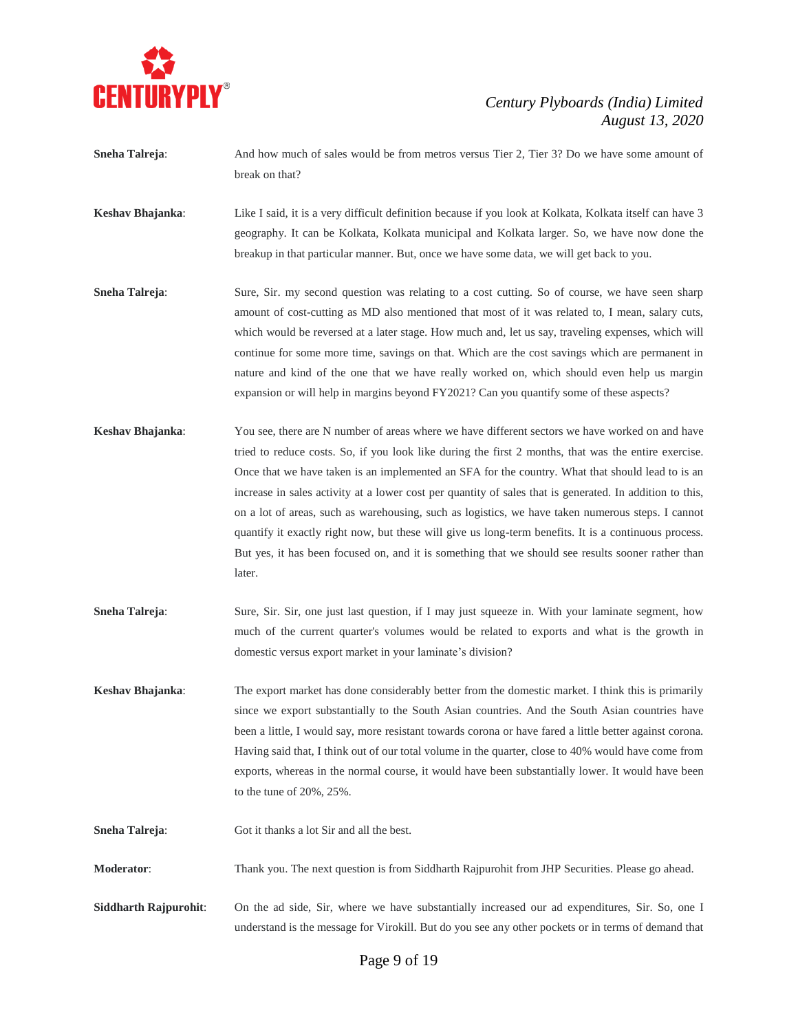**Sneha Talreja**: And how much of sales would be from metros versus Tier 2, Tier 3? Do we have some amount of break on that?

**Keshav Bhajanka**: Like I said, it is a very difficult definition because if you look at Kolkata, Kolkata itself can have 3 geography. It can be Kolkata, Kolkata municipal and Kolkata larger. So, we have now done the breakup in that particular manner. But, once we have some data, we will get back to you.

**Sneha Talreja**: Sure, Sir. my second question was relating to a cost cutting. So of course, we have seen sharp amount of cost-cutting as MD also mentioned that most of it was related to, I mean, salary cuts, which would be reversed at a later stage. How much and, let us say, traveling expenses, which will continue for some more time, savings on that. Which are the cost savings which are permanent in nature and kind of the one that we have really worked on, which should even help us margin expansion or will help in margins beyond FY2021? Can you quantify some of these aspects?

**Keshav Bhajanka**: You see, there are N number of areas where we have different sectors we have worked on and have tried to reduce costs. So, if you look like during the first 2 months, that was the entire exercise. Once that we have taken is an implemented an SFA for the country. What that should lead to is an increase in sales activity at a lower cost per quantity of sales that is generated. In addition to this, on a lot of areas, such as warehousing, such as logistics, we have taken numerous steps. I cannot quantify it exactly right now, but these will give us long-term benefits. It is a continuous process. But yes, it has been focused on, and it is something that we should see results sooner rather than later.

**Sneha Talreja**: Sure, Sir. Sir, one just last question, if I may just squeeze in. With your laminate segment, how much of the current quarter's volumes would be related to exports and what is the growth in domestic versus export market in your laminate's division?

**Keshav Bhajanka**: The export market has done considerably better from the domestic market. I think this is primarily since we export substantially to the South Asian countries. And the South Asian countries have been a little, I would say, more resistant towards corona or have fared a little better against corona. Having said that, I think out of our total volume in the quarter, close to 40% would have come from exports, whereas in the normal course, it would have been substantially lower. It would have been to the tune of 20%, 25%.

**Sneha Talreja**: Got it thanks a lot Sir and all the best.

**Moderator**: Thank you. The next question is from Siddharth Rajpurohit from JHP Securities. Please go ahead.

**Siddharth Rajpurohit**: On the ad side, Sir, where we have substantially increased our ad expenditures, Sir. So, one I understand is the message for Virokill. But do you see any other pockets or in terms of demand that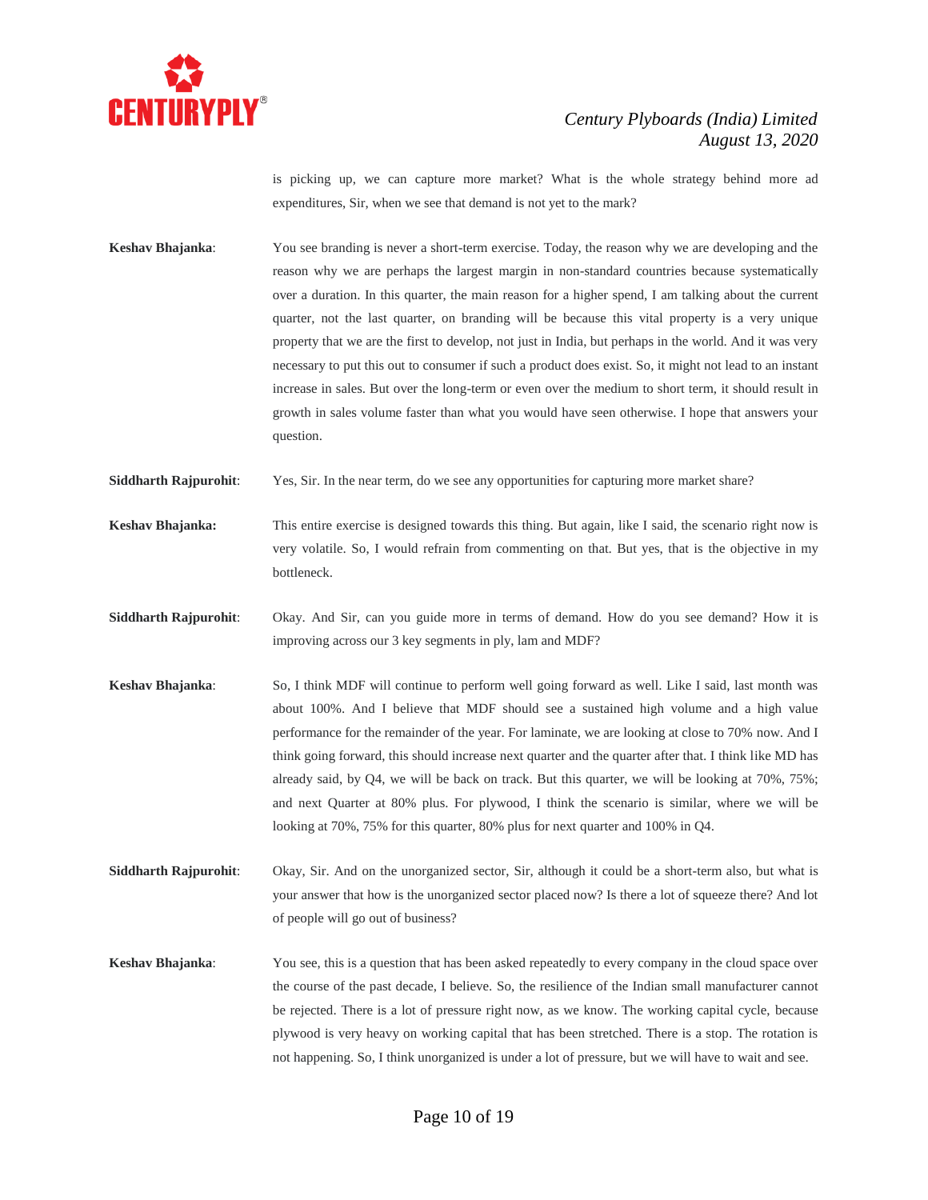is picking up, we can capture more market? What is the whole strategy behind more ad expenditures, Sir, when we see that demand is not yet to the mark?

**Keshav Bhajanka**: You see branding is never a short-term exercise. Today, the reason why we are developing and the reason why we are perhaps the largest margin in non-standard countries because systematically over a duration. In this quarter, the main reason for a higher spend, I am talking about the current quarter, not the last quarter, on branding will be because this vital property is a very unique property that we are the first to develop, not just in India, but perhaps in the world. And it was very necessary to put this out to consumer if such a product does exist. So, it might not lead to an instant increase in sales. But over the long-term or even over the medium to short term, it should result in growth in sales volume faster than what you would have seen otherwise. I hope that answers your question.

**Siddharth Rajpurohit**: Yes, Sir. In the near term, do we see any opportunities for capturing more market share?

**Keshav Bhajanka:** This entire exercise is designed towards this thing. But again, like I said, the scenario right now is very volatile. So, I would refrain from commenting on that. But yes, that is the objective in my bottleneck.

**Siddharth Rajpurohit**: Okay. And Sir, can you guide more in terms of demand. How do you see demand? How it is improving across our 3 key segments in ply, lam and MDF?

**Keshav Bhajanka**: So, I think MDF will continue to perform well going forward as well. Like I said, last month was about 100%. And I believe that MDF should see a sustained high volume and a high value performance for the remainder of the year. For laminate, we are looking at close to 70% now. And I think going forward, this should increase next quarter and the quarter after that. I think like MD has already said, by Q4, we will be back on track. But this quarter, we will be looking at 70%, 75%; and next Quarter at 80% plus. For plywood, I think the scenario is similar, where we will be looking at 70%, 75% for this quarter, 80% plus for next quarter and 100% in Q4.

**Siddharth Rajpurohit**: Okay, Sir. And on the unorganized sector, Sir, although it could be a short-term also, but what is your answer that how is the unorganized sector placed now? Is there a lot of squeeze there? And lot of people will go out of business?

**Keshav Bhajanka**: You see, this is a question that has been asked repeatedly to every company in the cloud space over the course of the past decade, I believe. So, the resilience of the Indian small manufacturer cannot be rejected. There is a lot of pressure right now, as we know. The working capital cycle, because plywood is very heavy on working capital that has been stretched. There is a stop. The rotation is not happening. So, I think unorganized is under a lot of pressure, but we will have to wait and see.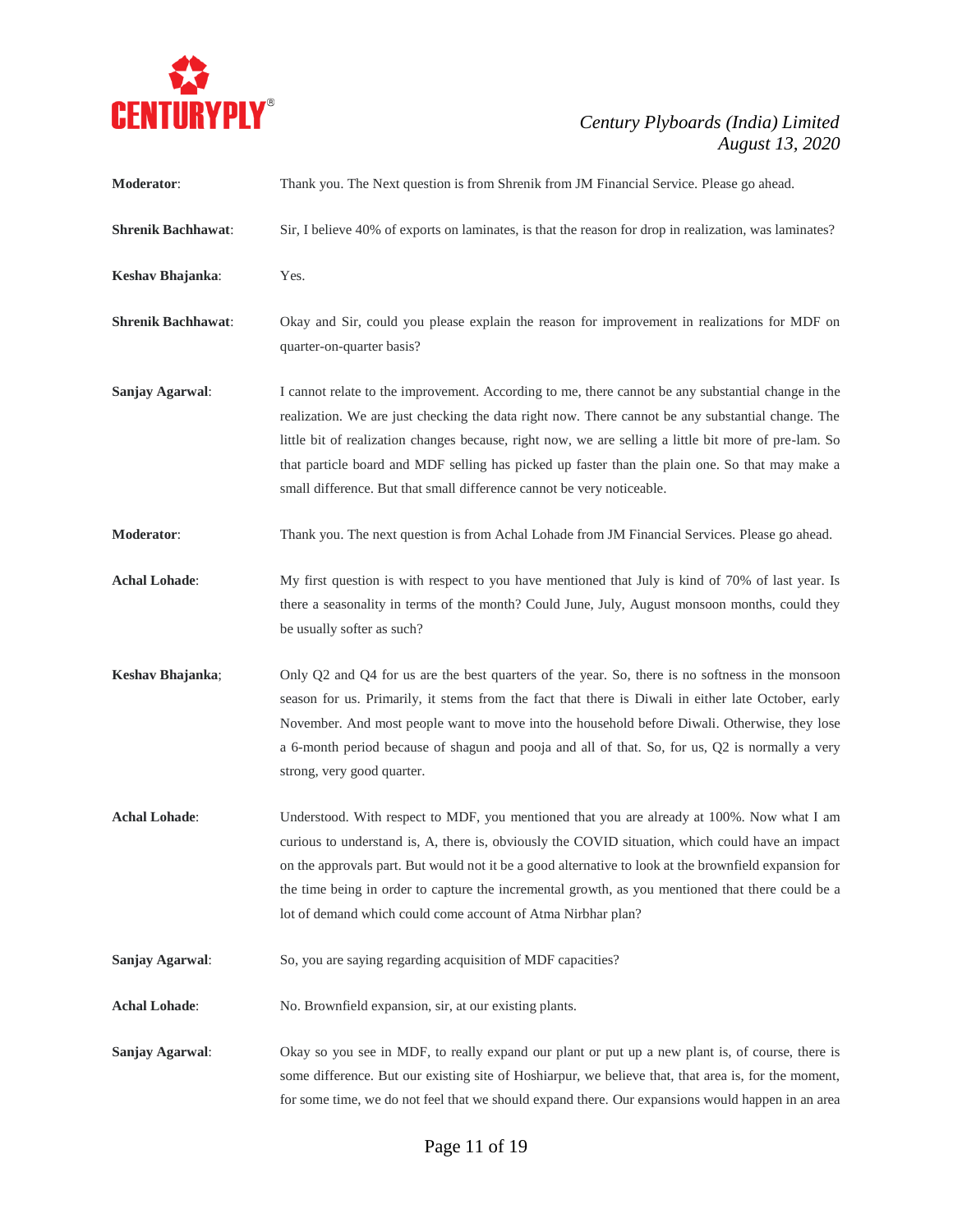**Moderator**: Thank you. The Next question is from Shrenik from JM Financial Service. Please go ahead.

**Shrenik Bachhawat**: Sir, I believe 40% of exports on laminates, is that the reason for drop in realization, was laminates?

**Keshav Bhajanka**: Yes.

**Shrenik Bachhawat**: Okay and Sir, could you please explain the reason for improvement in realizations for MDF on quarter-on-quarter basis?

**Sanjay Agarwal**: I cannot relate to the improvement. According to me, there cannot be any substantial change in the realization. We are just checking the data right now. There cannot be any substantial change. The little bit of realization changes because, right now, we are selling a little bit more of pre-lam. So that particle board and MDF selling has picked up faster than the plain one. So that may make a small difference. But that small difference cannot be very noticeable.

**Moderator**: Thank you. The next question is from Achal Lohade from JM Financial Services. Please go ahead.

**Achal Lohade**: My first question is with respect to you have mentioned that July is kind of 70% of last year. Is there a seasonality in terms of the month? Could June, July, August monsoon months, could they be usually softer as such?

**Keshav Bhajanka**; Only Q2 and Q4 for us are the best quarters of the year. So, there is no softness in the monsoon season for us. Primarily, it stems from the fact that there is Diwali in either late October, early November. And most people want to move into the household before Diwali. Otherwise, they lose a 6-month period because of shagun and pooja and all of that. So, for us, Q2 is normally a very strong, very good quarter.

**Achal Lohade**: Understood. With respect to MDF, you mentioned that you are already at 100%. Now what I am curious to understand is, A, there is, obviously the COVID situation, which could have an impact on the approvals part. But would not it be a good alternative to look at the brownfield expansion for the time being in order to capture the incremental growth, as you mentioned that there could be a lot of demand which could come account of Atma Nirbhar plan?

**Sanjay Agarwal**: So, you are saying regarding acquisition of MDF capacities?

**Achal Lohade**: No. Brownfield expansion, sir, at our existing plants.

**Sanjay Agarwal**: Okay so you see in MDF, to really expand our plant or put up a new plant is, of course, there is some difference. But our existing site of Hoshiarpur, we believe that, that area is, for the moment, for some time, we do not feel that we should expand there. Our expansions would happen in an area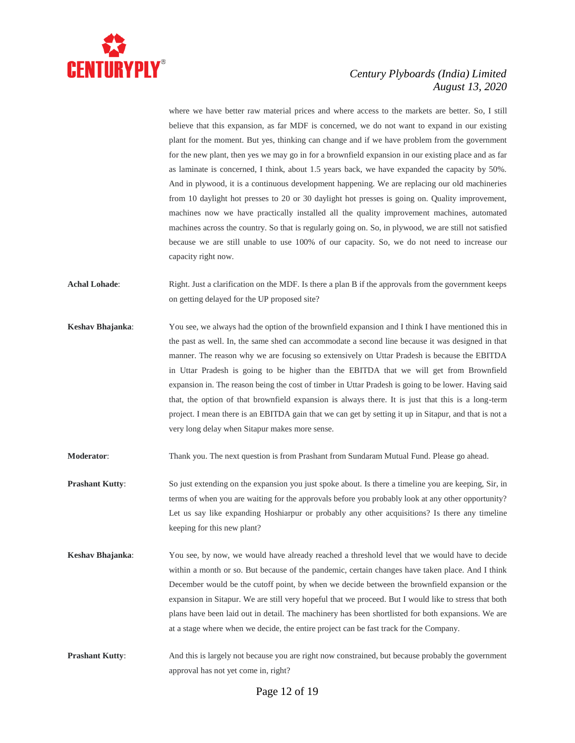where we have better raw material prices and where access to the markets are better. So, I still believe that this expansion, as far MDF is concerned, we do not want to expand in our existing plant for the moment. But yes, thinking can change and if we have problem from the government for the new plant, then yes we may go in for a brownfield expansion in our existing place and as far as laminate is concerned, I think, about 1.5 years back, we have expanded the capacity by 50%. And in plywood, it is a continuous development happening. We are replacing our old machineries from 10 daylight hot presses to 20 or 30 daylight hot presses is going on. Quality improvement, machines now we have practically installed all the quality improvement machines, automated machines across the country. So that is regularly going on. So, in plywood, we are still not satisfied because we are still unable to use 100% of our capacity. So, we do not need to increase our capacity right now.

**Achal Lohade**: Right. Just a clarification on the MDF. Is there a plan B if the approvals from the government keeps on getting delayed for the UP proposed site?

**Keshav Bhajanka**: You see, we always had the option of the brownfield expansion and I think I have mentioned this in the past as well. In, the same shed can accommodate a second line because it was designed in that manner. The reason why we are focusing so extensively on Uttar Pradesh is because the EBITDA in Uttar Pradesh is going to be higher than the EBITDA that we will get from Brownfield expansion in. The reason being the cost of timber in Uttar Pradesh is going to be lower. Having said that, the option of that brownfield expansion is always there. It is just that this is a long-term project. I mean there is an EBITDA gain that we can get by setting it up in Sitapur, and that is not a very long delay when Sitapur makes more sense.

**Moderator**: Thank you. The next question is from Prashant from Sundaram Mutual Fund. Please go ahead.

**Prashant Kutty**: So just extending on the expansion you just spoke about. Is there a timeline you are keeping, Sir, in terms of when you are waiting for the approvals before you probably look at any other opportunity? Let us say like expanding Hoshiarpur or probably any other acquisitions? Is there any timeline keeping for this new plant?

**Keshav Bhajanka**: You see, by now, we would have already reached a threshold level that we would have to decide within a month or so. But because of the pandemic, certain changes have taken place. And I think December would be the cutoff point, by when we decide between the brownfield expansion or the expansion in Sitapur. We are still very hopeful that we proceed. But I would like to stress that both plans have been laid out in detail. The machinery has been shortlisted for both expansions. We are at a stage where when we decide, the entire project can be fast track for the Company.

**Prashant Kutty**: And this is largely not because you are right now constrained, but because probably the government approval has not yet come in, right?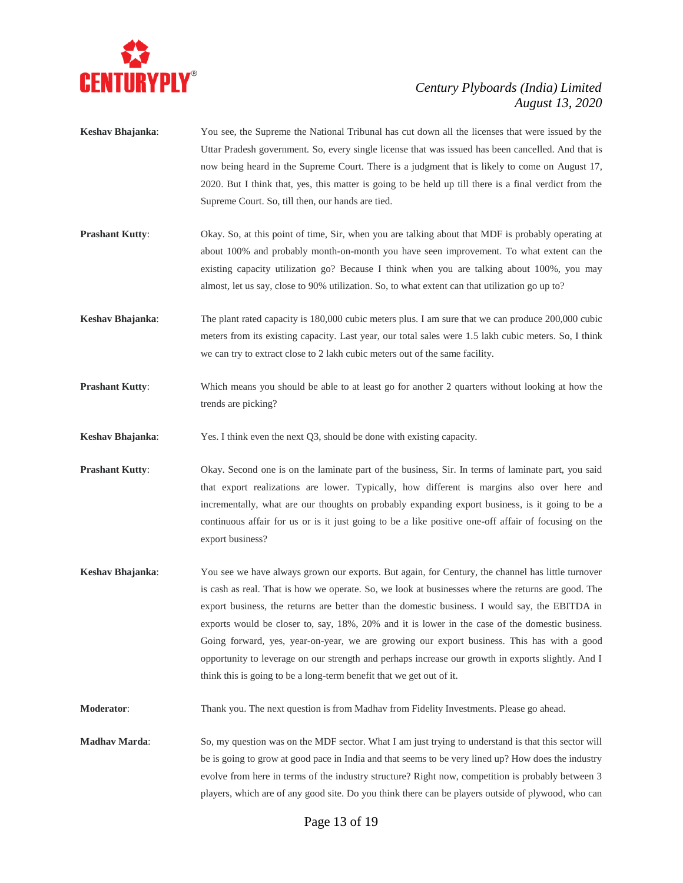**Keshav Bhajanka**: You see, the Supreme the National Tribunal has cut down all the licenses that were issued by the Uttar Pradesh government. So, every single license that was issued has been cancelled. And that is now being heard in the Supreme Court. There is a judgment that is likely to come on August 17, 2020. But I think that, yes, this matter is going to be held up till there is a final verdict from the Supreme Court. So, till then, our hands are tied.

**Prashant Kutty**: Okay. So, at this point of time, Sir, when you are talking about that MDF is probably operating at about 100% and probably month-on-month you have seen improvement. To what extent can the existing capacity utilization go? Because I think when you are talking about 100%, you may almost, let us say, close to 90% utilization. So, to what extent can that utilization go up to?

**Keshav Bhajanka**: The plant rated capacity is 180,000 cubic meters plus. I am sure that we can produce 200,000 cubic meters from its existing capacity. Last year, our total sales were 1.5 lakh cubic meters. So, I think we can try to extract close to 2 lakh cubic meters out of the same facility.

**Prashant Kutty**: Which means you should be able to at least go for another 2 quarters without looking at how the trends are picking?

**Keshav Bhajanka**: Yes. I think even the next Q3, should be done with existing capacity.

**Prashant Kutty**: Okay. Second one is on the laminate part of the business, Sir. In terms of laminate part, you said that export realizations are lower. Typically, how different is margins also over here and incrementally, what are our thoughts on probably expanding export business, is it going to be a continuous affair for us or is it just going to be a like positive one-off affair of focusing on the export business?

**Keshav Bhajanka**: You see we have always grown our exports. But again, for Century, the channel has little turnover is cash as real. That is how we operate. So, we look at businesses where the returns are good. The export business, the returns are better than the domestic business. I would say, the EBITDA in exports would be closer to, say, 18%, 20% and it is lower in the case of the domestic business. Going forward, yes, year-on-year, we are growing our export business. This has with a good opportunity to leverage on our strength and perhaps increase our growth in exports slightly. And I think this is going to be a long-term benefit that we get out of it.

**Moderator**: Thank you. The next question is from Madhav from Fidelity Investments. Please go ahead.

**Madhav Marda**: So, my question was on the MDF sector. What I am just trying to understand is that this sector will be is going to grow at good pace in India and that seems to be very lined up? How does the industry evolve from here in terms of the industry structure? Right now, competition is probably between 3 players, which are of any good site. Do you think there can be players outside of plywood, who can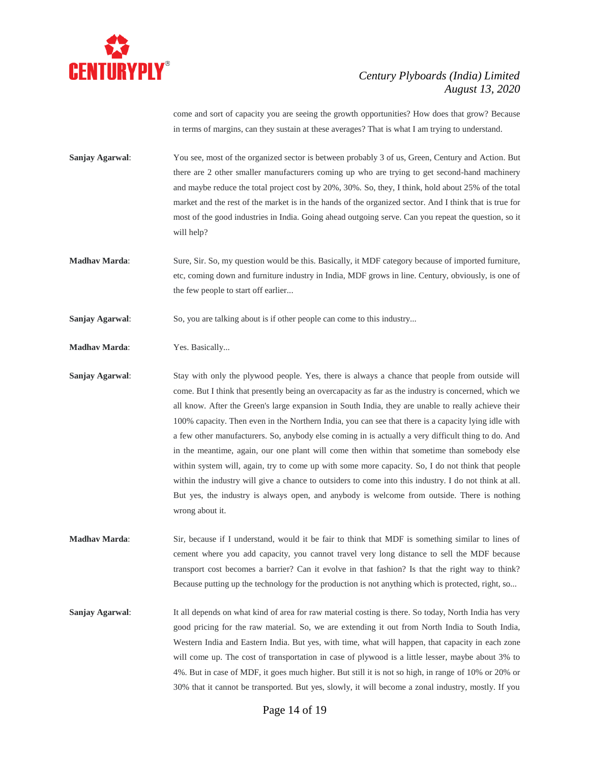come and sort of capacity you are seeing the growth opportunities? How does that grow? Because in terms of margins, can they sustain at these averages? That is what I am trying to understand.

**Sanjay Agarwal**: You see, most of the organized sector is between probably 3 of us, Green, Century and Action. But there are 2 other smaller manufacturers coming up who are trying to get second-hand machinery and maybe reduce the total project cost by 20%, 30%. So, they, I think, hold about 25% of the total market and the rest of the market is in the hands of the organized sector. And I think that is true for most of the good industries in India. Going ahead outgoing serve. Can you repeat the question, so it will help?

**Madhav Marda**: Sure, Sir. So, my question would be this. Basically, it MDF category because of imported furniture, etc, coming down and furniture industry in India, MDF grows in line. Century, obviously, is one of the few people to start off earlier...

**Sanjay Agarwal**: So, you are talking about is if other people can come to this industry...

**Madhav Marda**: Yes. Basically...

**Sanjay Agarwal**: Stay with only the plywood people. Yes, there is always a chance that people from outside will come. But I think that presently being an overcapacity as far as the industry is concerned, which we all know. After the Green's large expansion in South India, they are unable to really achieve their 100% capacity. Then even in the Northern India, you can see that there is a capacity lying idle with a few other manufacturers. So, anybody else coming in is actually a very difficult thing to do. And in the meantime, again, our one plant will come then within that sometime than somebody else within system will, again, try to come up with some more capacity. So, I do not think that people within the industry will give a chance to outsiders to come into this industry. I do not think at all. But yes, the industry is always open, and anybody is welcome from outside. There is nothing wrong about it.

**Madhav Marda**: Sir, because if I understand, would it be fair to think that MDF is something similar to lines of cement where you add capacity, you cannot travel very long distance to sell the MDF because transport cost becomes a barrier? Can it evolve in that fashion? Is that the right way to think? Because putting up the technology for the production is not anything which is protected, right, so...

**Sanjay Agarwal**: It all depends on what kind of area for raw material costing is there. So today, North India has very good pricing for the raw material. So, we are extending it out from North India to South India, Western India and Eastern India. But yes, with time, what will happen, that capacity in each zone will come up. The cost of transportation in case of plywood is a little lesser, maybe about 3% to 4%. But in case of MDF, it goes much higher. But still it is not so high, in range of 10% or 20% or 30% that it cannot be transported. But yes, slowly, it will become a zonal industry, mostly. If you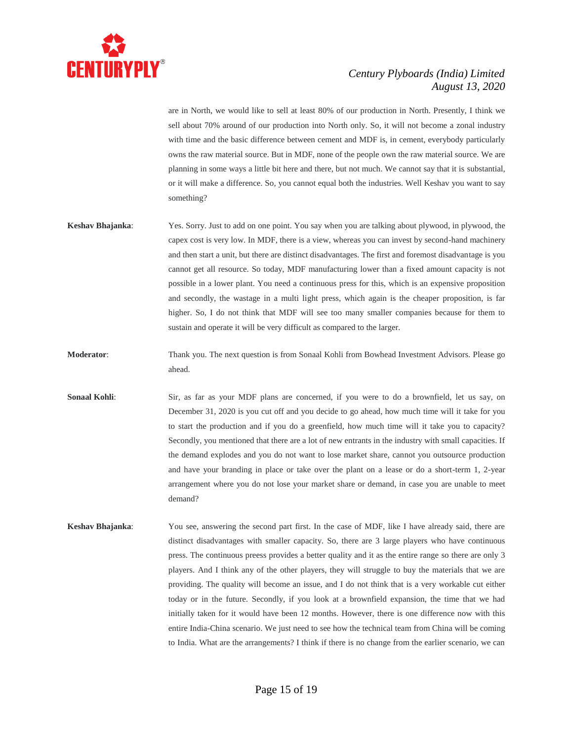are in North, we would like to sell at least 80% of our production in North. Presently, I think we sell about 70% around of our production into North only. So, it will not become a zonal industry with time and the basic difference between cement and MDF is, in cement, everybody particularly owns the raw material source. But in MDF, none of the people own the raw material source. We are planning in some ways a little bit here and there, but not much. We cannot say that it is substantial, or it will make a difference. So, you cannot equal both the industries. Well Keshav you want to say something?

**Keshav Bhajanka**: Yes. Sorry. Just to add on one point. You say when you are talking about plywood, in plywood, the capex cost is very low. In MDF, there is a view, whereas you can invest by second-hand machinery and then start a unit, but there are distinct disadvantages. The first and foremost disadvantage is you cannot get all resource. So today, MDF manufacturing lower than a fixed amount capacity is not possible in a lower plant. You need a continuous press for this, which is an expensive proposition and secondly, the wastage in a multi light press, which again is the cheaper proposition, is far higher. So, I do not think that MDF will see too many smaller companies because for them to sustain and operate it will be very difficult as compared to the larger.

**Moderator**: Thank you. The next question is from Sonaal Kohli from Bowhead Investment Advisors. Please go ahead.

**Sonaal Kohli**: Sir, as far as your MDF plans are concerned, if you were to do a brownfield, let us say, on December 31, 2020 is you cut off and you decide to go ahead, how much time will it take for you to start the production and if you do a greenfield, how much time will it take you to capacity? Secondly, you mentioned that there are a lot of new entrants in the industry with small capacities. If the demand explodes and you do not want to lose market share, cannot you outsource production and have your branding in place or take over the plant on a lease or do a short-term 1, 2-year arrangement where you do not lose your market share or demand, in case you are unable to meet demand?

**Keshav Bhajanka**: You see, answering the second part first. In the case of MDF, like I have already said, there are distinct disadvantages with smaller capacity. So, there are 3 large players who have continuous press. The continuous preess provides a better quality and it as the entire range so there are only 3 players. And I think any of the other players, they will struggle to buy the materials that we are providing. The quality will become an issue, and I do not think that is a very workable cut either today or in the future. Secondly, if you look at a brownfield expansion, the time that we had initially taken for it would have been 12 months. However, there is one difference now with this entire India-China scenario. We just need to see how the technical team from China will be coming to India. What are the arrangements? I think if there is no change from the earlier scenario, we can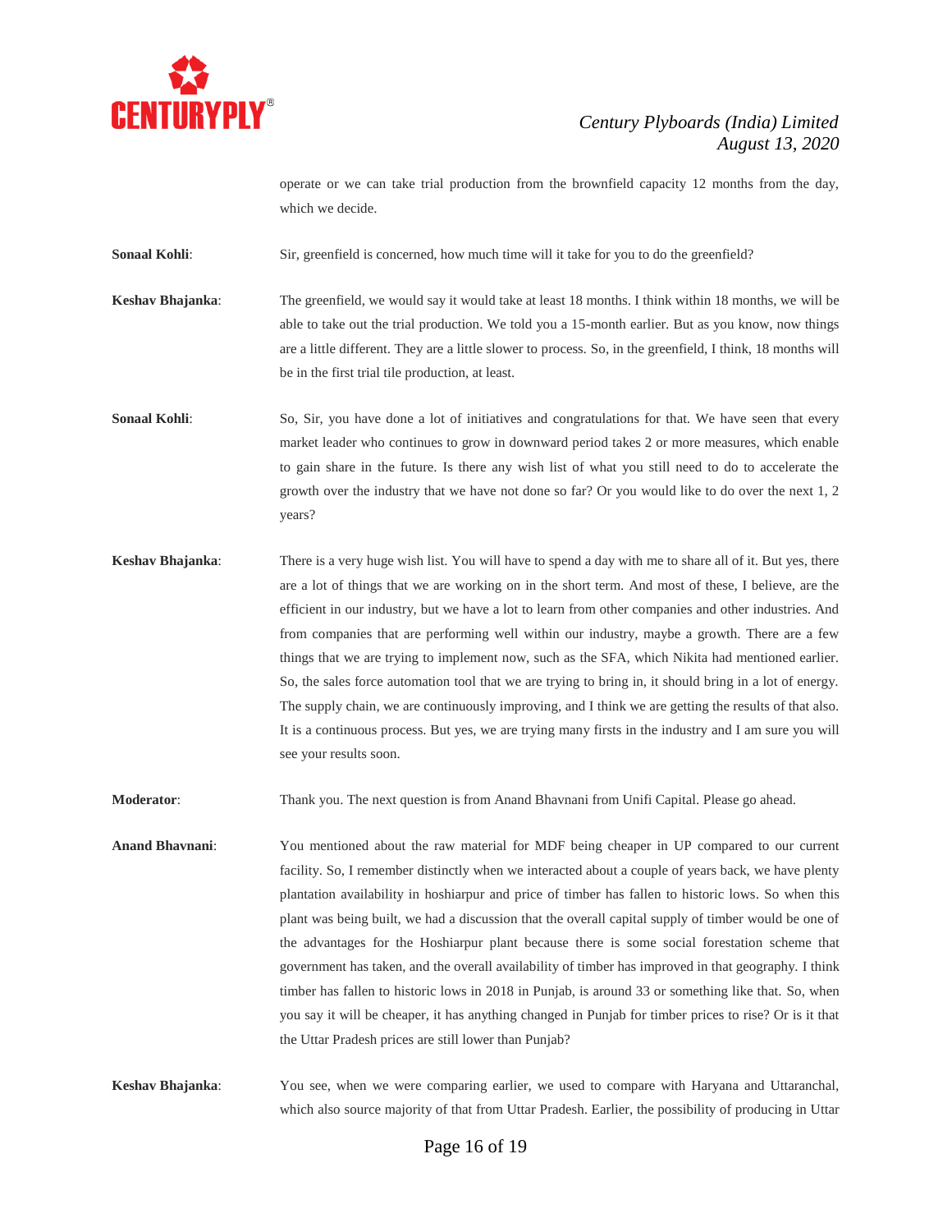operate or we can take trial production from the brownfield capacity 12 months from the day, which we decide.

**Sonaal Kohli**: Sir, greenfield is concerned, how much time will it take for you to do the greenfield?

**Keshav Bhajanka**: The greenfield, we would say it would take at least 18 months. I think within 18 months, we will be able to take out the trial production. We told you a 15-month earlier. But as you know, now things are a little different. They are a little slower to process. So, in the greenfield, I think, 18 months will be in the first trial tile production, at least.

**Sonaal Kohli**: So, Sir, you have done a lot of initiatives and congratulations for that. We have seen that every market leader who continues to grow in downward period takes 2 or more measures, which enable to gain share in the future. Is there any wish list of what you still need to do to accelerate the growth over the industry that we have not done so far? Or you would like to do over the next 1, 2 years?

**Keshav Bhajanka**: There is a very huge wish list. You will have to spend a day with me to share all of it. But yes, there are a lot of things that we are working on in the short term. And most of these, I believe, are the efficient in our industry, but we have a lot to learn from other companies and other industries. And from companies that are performing well within our industry, maybe a growth. There are a few things that we are trying to implement now, such as the SFA, which Nikita had mentioned earlier. So, the sales force automation tool that we are trying to bring in, it should bring in a lot of energy. The supply chain, we are continuously improving, and I think we are getting the results of that also. It is a continuous process. But yes, we are trying many firsts in the industry and I am sure you will see your results soon.

**Moderator**: Thank you. The next question is from Anand Bhavnani from Unifi Capital. Please go ahead.

**Anand Bhavnani**: You mentioned about the raw material for MDF being cheaper in UP compared to our current facility. So, I remember distinctly when we interacted about a couple of years back, we have plenty plantation availability in hoshiarpur and price of timber has fallen to historic lows. So when this plant was being built, we had a discussion that the overall capital supply of timber would be one of the advantages for the Hoshiarpur plant because there is some social forestation scheme that government has taken, and the overall availability of timber has improved in that geography. I think timber has fallen to historic lows in 2018 in Punjab, is around 33 or something like that. So, when you say it will be cheaper, it has anything changed in Punjab for timber prices to rise? Or is it that the Uttar Pradesh prices are still lower than Punjab?

**Keshav Bhajanka**: You see, when we were comparing earlier, we used to compare with Haryana and Uttaranchal, which also source majority of that from Uttar Pradesh. Earlier, the possibility of producing in Uttar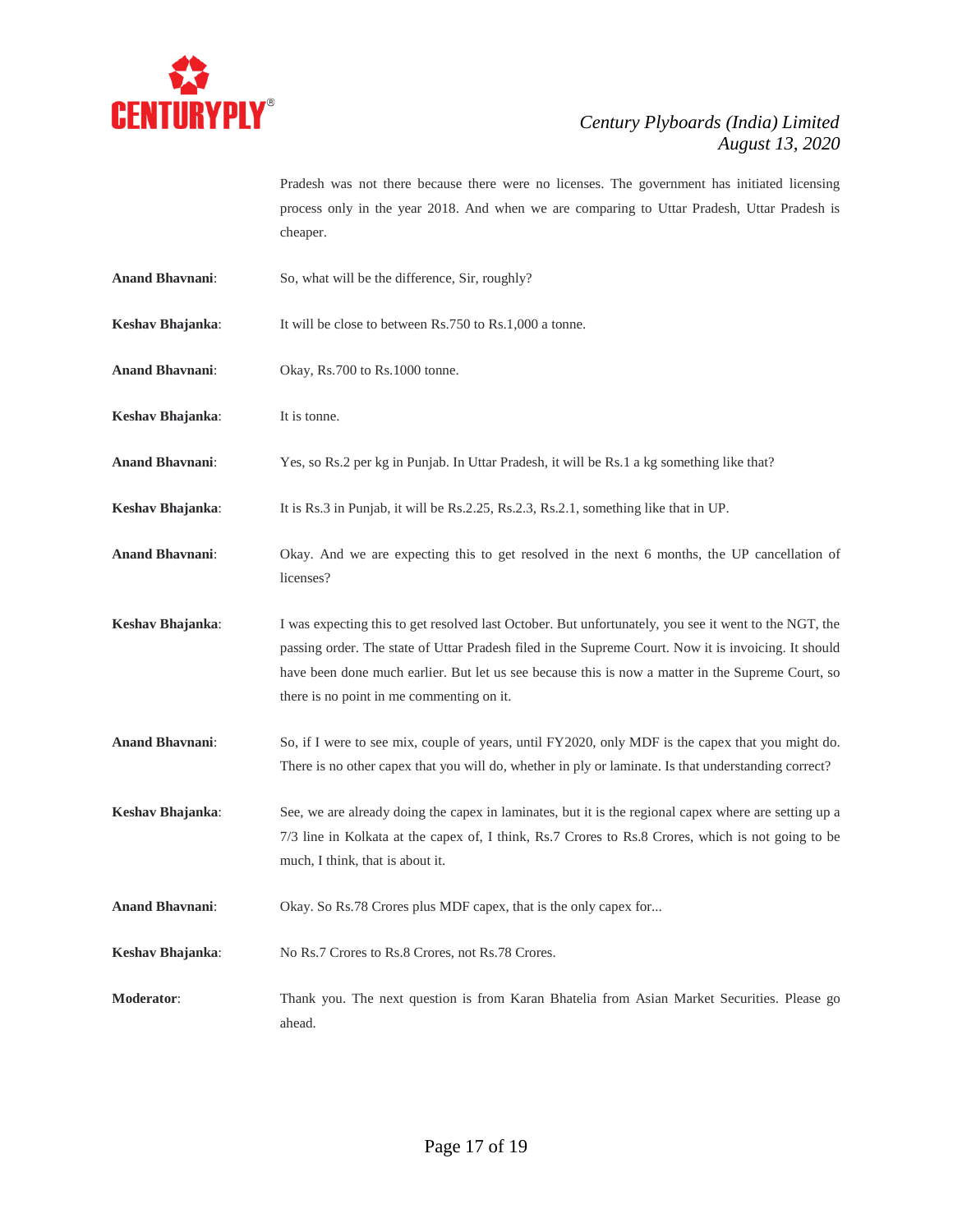Pradesh was not there because there were no licenses. The government has initiated licensing process only in the year 2018. And when we are comparing to Uttar Pradesh, Uttar Pradesh is cheaper.

**Anand Bhavnani**: So, what will be the difference, Sir, roughly?

**Keshav Bhajanka**: It will be close to between Rs.750 to Rs.1,000 a tonne.

**Anand Bhavnani**: Okay, Rs.700 to Rs.1000 tonne.

**Keshav Bhajanka**: It is tonne.

**Anand Bhavnani**: Yes, so Rs.2 per kg in Punjab. In Uttar Pradesh, it will be Rs.1 a kg something like that?

**Keshav Bhajanka**: It is Rs.3 in Punjab, it will be Rs.2.25, Rs.2.3, Rs.2.1, something like that in UP.

**Anand Bhavnani**: Okay. And we are expecting this to get resolved in the next 6 months, the UP cancellation of licenses?

**Keshav Bhajanka**: I was expecting this to get resolved last October. But unfortunately, you see it went to the NGT, the passing order. The state of Uttar Pradesh filed in the Supreme Court. Now it is invoicing. It should have been done much earlier. But let us see because this is now a matter in the Supreme Court, so there is no point in me commenting on it.

**Anand Bhavnani**: So, if I were to see mix, couple of years, until FY2020, only MDF is the capex that you might do. There is no other capex that you will do, whether in ply or laminate. Is that understanding correct?

**Keshav Bhajanka**: See, we are already doing the capex in laminates, but it is the regional capex where are setting up a 7/3 line in Kolkata at the capex of, I think, Rs.7 Crores to Rs.8 Crores, which is not going to be much, I think, that is about it.

**Anand Bhavnani**: Okay. So Rs.78 Crores plus MDF capex, that is the only capex for...

**Keshav Bhajanka**: No Rs.7 Crores to Rs.8 Crores, not Rs.78 Crores.

**Moderator**: Thank you. The next question is from Karan Bhatelia from Asian Market Securities. Please go ahead.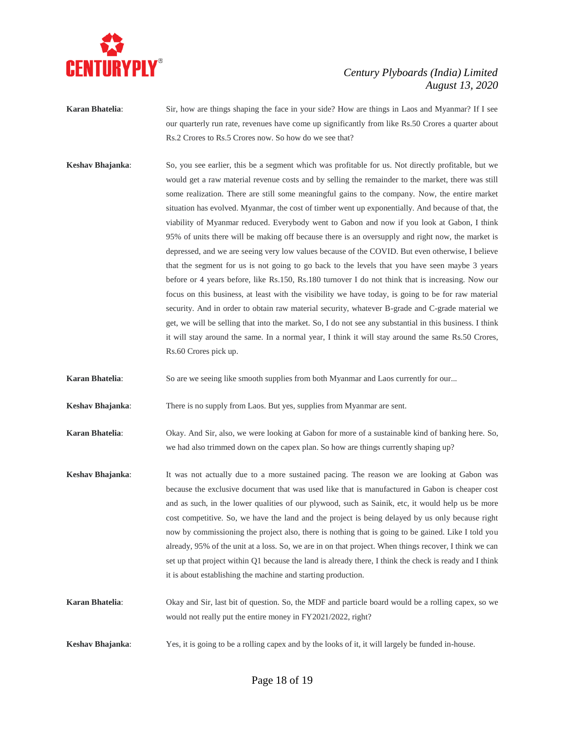**Karan Bhatelia**: Sir, how are things shaping the face in your side? How are things in Laos and Myanmar? If I see our quarterly run rate, revenues have come up significantly from like Rs.50 Crores a quarter about Rs.2 Crores to Rs.5 Crores now. So how do we see that?

**Keshav Bhajanka**: So, you see earlier, this be a segment which was profitable for us. Not directly profitable, but we would get a raw material revenue costs and by selling the remainder to the market, there was still some realization. There are still some meaningful gains to the company. Now, the entire market situation has evolved. Myanmar, the cost of timber went up exponentially. And because of that, the viability of Myanmar reduced. Everybody went to Gabon and now if you look at Gabon, I think 95% of units there will be making off because there is an oversupply and right now, the market is depressed, and we are seeing very low values because of the COVID. But even otherwise, I believe that the segment for us is not going to go back to the levels that you have seen maybe 3 years before or 4 years before, like Rs.150, Rs.180 turnover I do not think that is increasing. Now our focus on this business, at least with the visibility we have today, is going to be for raw material security. And in order to obtain raw material security, whatever B-grade and C-grade material we get, we will be selling that into the market. So, I do not see any substantial in this business. I think it will stay around the same. In a normal year, I think it will stay around the same Rs.50 Crores, Rs.60 Crores pick up.

**Karan Bhatelia**: So are we seeing like smooth supplies from both Myanmar and Laos currently for our...

**Keshav Bhajanka**: There is no supply from Laos. But yes, supplies from Myanmar are sent.

**Karan Bhatelia**: Okay. And Sir, also, we were looking at Gabon for more of a sustainable kind of banking here. So, we had also trimmed down on the capex plan. So how are things currently shaping up?

**Keshav Bhajanka**: It was not actually due to a more sustained pacing. The reason we are looking at Gabon was because the exclusive document that was used like that is manufactured in Gabon is cheaper cost and as such, in the lower qualities of our plywood, such as Sainik, etc, it would help us be more cost competitive. So, we have the land and the project is being delayed by us only because right now by commissioning the project also, there is nothing that is going to be gained. Like I told you already, 95% of the unit at a loss. So, we are in on that project. When things recover, I think we can set up that project within Q1 because the land is already there, I think the check is ready and I think it is about establishing the machine and starting production.

**Karan Bhatelia**: Okay and Sir, last bit of question. So, the MDF and particle board would be a rolling capex, so we would not really put the entire money in FY2021/2022, right?

**Keshav Bhajanka**: Yes, it is going to be a rolling capex and by the looks of it, it will largely be funded in-house.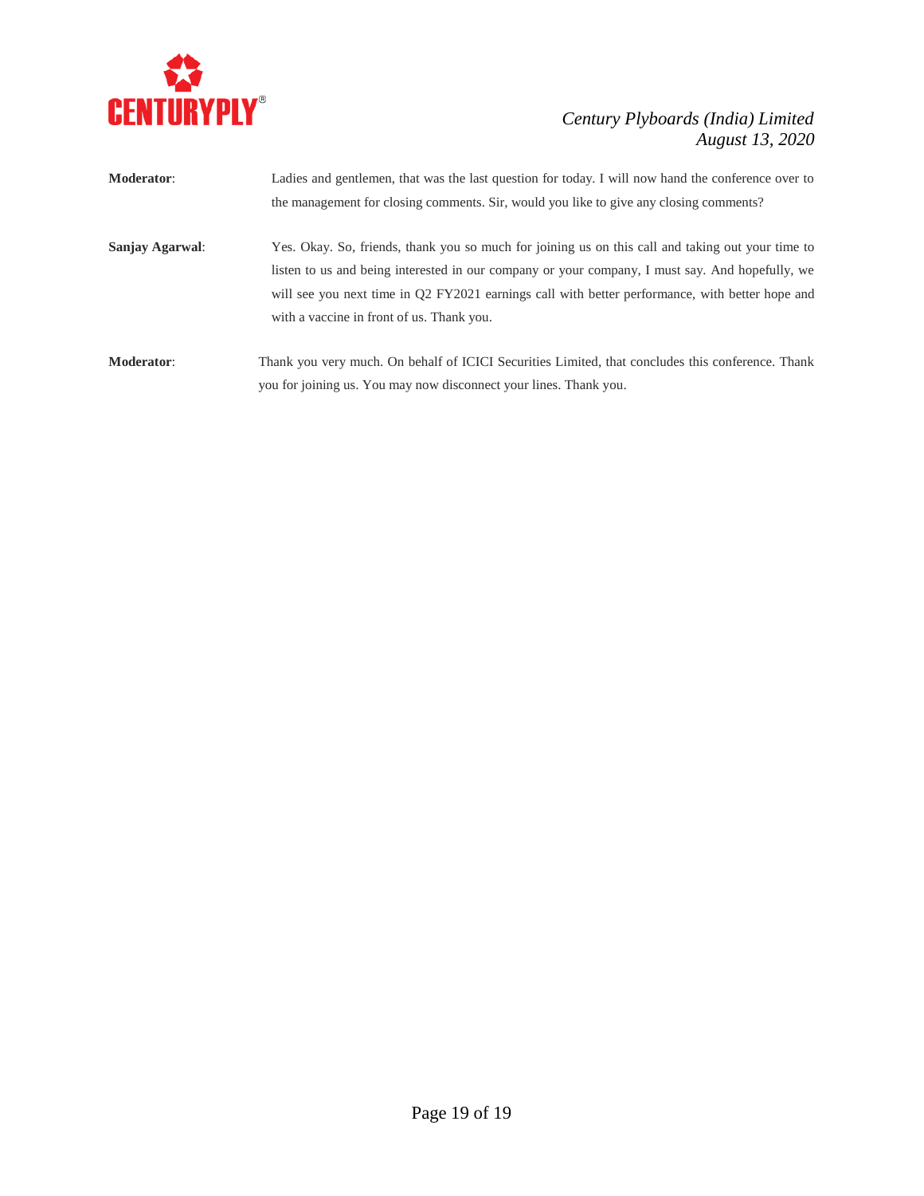**Moderator**: Ladies and gentlemen, that was the last question for today. I will now hand the conference over to the management for closing comments. Sir, would you like to give any closing comments?

**Sanjay Agarwal**: Yes. Okay. So, friends, thank you so much for joining us on this call and taking out your time to listen to us and being interested in our company or your company, I must say. And hopefully, we will see you next time in Q2 FY2021 earnings call with better performance, with better hope and with a vaccine in front of us. Thank you.

**Moderator**: Thank you very much. On behalf of ICICI Securities Limited, that concludes this conference. Thank you for joining us. You may now disconnect your lines. Thank you.